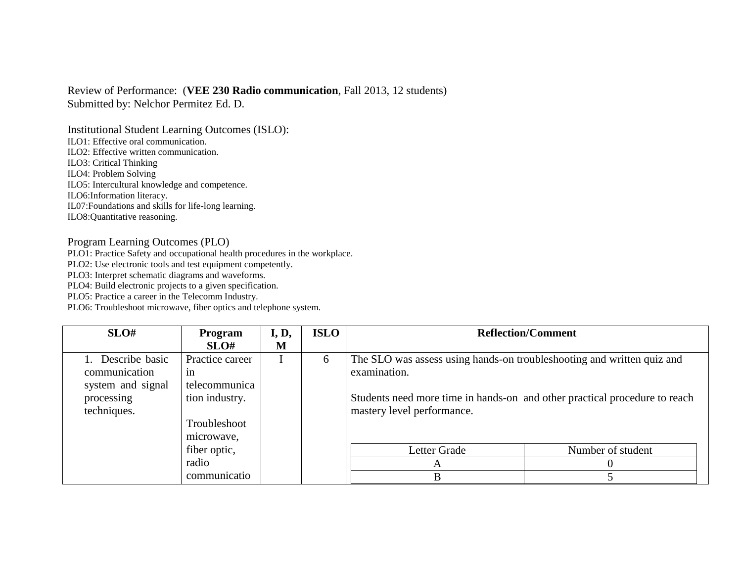Review of Performance: (**VEE 230 Radio communication**, Fall 2013, 12 students)
Submitted by: Nelchor Permitez Ed. D.

Institutional Student Learning Outcomes (ISLO):
ILO1: Effective oral communication.
ILO2: Effective written communication.
ILO3: Critical Thinking
ILO4: Problem Solving
ILO5: Intercultural knowledge and competence.
ILO6:Information literacy.
IL07:Foundations and skills for life-long learning.
ILO8:Quantitative reasoning.

Program Learning Outcomes (PLO)
PLO1: Practice Safety and occupational health procedures in the workplace.
PLO2: Use electronic tools and test equipment competently.
PLO3: Interpret schematic diagrams and waveforms.
PLO4: Build electronic projects to a given specification.
PLO5: Practice a career in the Telecomm Industry.
PLO6: Troubleshoot microwave, fiber optics and telephone system.

| SLO# | Program SLO# | I, D, M | ISLO | Reflection/Comment |
|---|---|---|---|---|
| 1. Describe basic communication system and signal processing techniques. | Practice career in telecommunication industry.<br><br>Troubleshoot microwave, fiber optic, radio communicatio | I | 6 | The SLO was assess using hands-on troubleshooting and written quiz and examination.<br><br>Students need more time in hands-on and other practical procedure to reach mastery level performance.<br><br>Letter Grade: A – Number of student: 0<br>Letter Grade: B – Number of student: 5 |

| Letter Grade | Number of student |
|---|---|
| A | 0 |
| B | 5 |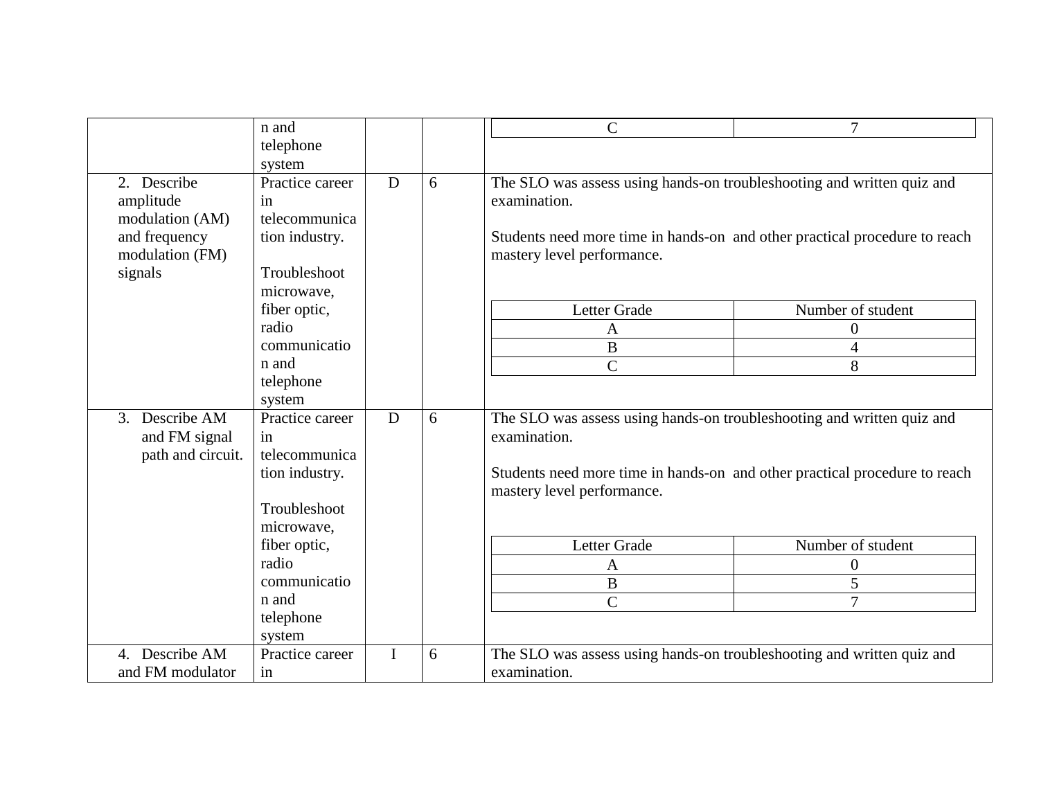| | | | | |
|---|---|---|---|---|
| | n and telephone system | | | <table><tr><td>C</td><td>7</td></tr></table> |
| 2. Describe amplitude modulation (AM) and frequency modulation (FM) signals | Practice career in telecommunication industry.<br><br>Troubleshoot microwave, fiber optic, radio communication and telephone system | D | 6 | The SLO was assess using hands-on troubleshooting and written quiz and examination.<br><br>Students need more time in hands-on and other practical procedure to reach mastery level performance.<br><br><table><tr><th>Letter Grade</th><th>Number of student</th></tr><tr><td>A</td><td>0</td></tr><tr><td>B</td><td>4</td></tr><tr><td>C</td><td>8</td></tr></table> |
| 3. Describe AM and FM signal path and circuit. | Practice career in telecommunication industry.<br><br>Troubleshoot microwave, fiber optic, radio communication and telephone system | D | 6 | The SLO was assess using hands-on troubleshooting and written quiz and examination.<br><br>Students need more time in hands-on and other practical procedure to reach mastery level performance.<br><br><table><tr><th>Letter Grade</th><th>Number of student</th></tr><tr><td>A</td><td>0</td></tr><tr><td>B</td><td>5</td></tr><tr><td>C</td><td>7</td></tr></table> |
| 4. Describe AM and FM modulator | Practice career in | I | 6 | The SLO was assess using hands-on troubleshooting and written quiz and examination. |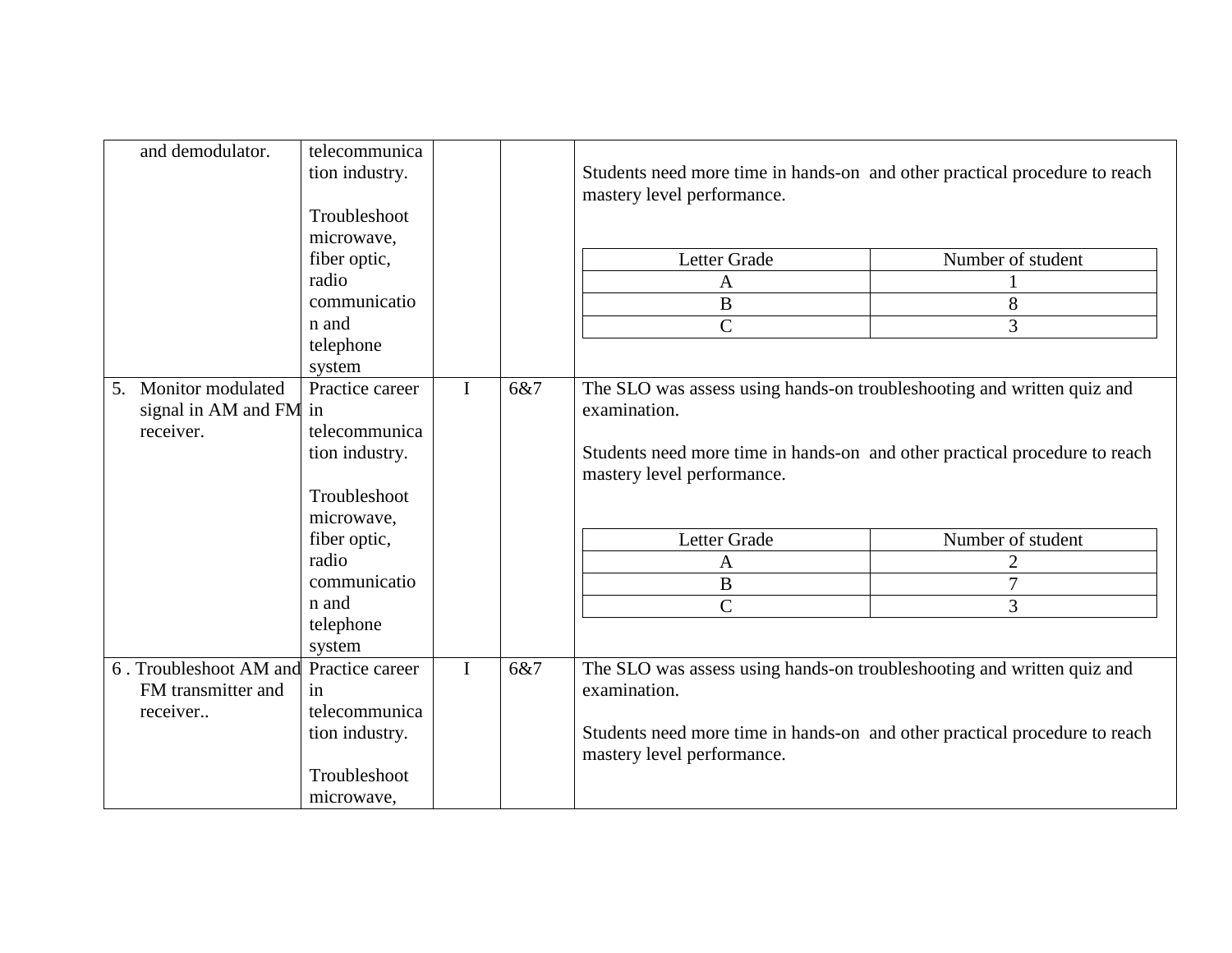| | | | | |
|---|---|---|---|---|
| and demodulator. | telecommunication industry.<br><br>Troubleshoot microwave, fiber optic, radio communication and telephone system | | | Students need more time in hands-on and other practical procedure to reach mastery level performance.<br><br>Letter Grade / Number of student<br>A: 1<br>B: 8<br>C: 3 |
| 5. Monitor modulated signal in AM and FM receiver. | Practice career in telecommunication industry.<br><br>Troubleshoot microwave, fiber optic, radio communication and telephone system | I | 6&7 | The SLO was assess using hands-on troubleshooting and written quiz and examination.<br><br>Students need more time in hands-on and other practical procedure to reach mastery level performance.<br><br>Letter Grade / Number of student<br>A: 2<br>B: 7<br>C: 3 |
| 6 . Troubleshoot AM and FM transmitter and receiver.. | Practice career in telecommunication industry.<br><br>Troubleshoot microwave, | I | 6&7 | The SLO was assess using hands-on troubleshooting and written quiz and examination.<br><br>Students need more time in hands-on and other practical procedure to reach mastery level performance. |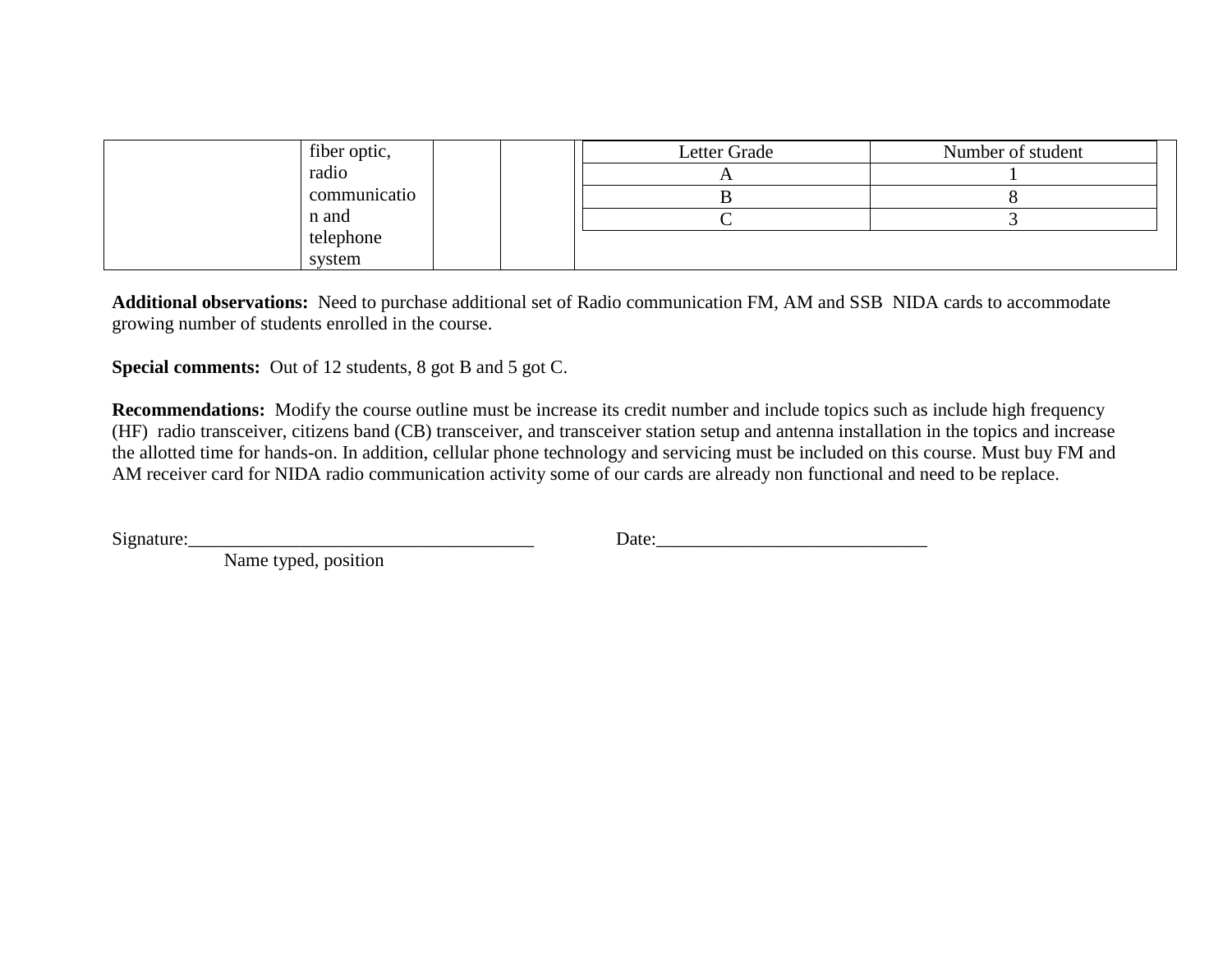| | | | | |
|---|---|---|---|---|
| | fiber optic, radio communication and telephone system | | | |

| Letter Grade | Number of student |
|---|---|
| A | 1 |
| B | 8 |
| C | 3 |

**Additional observations:** Need to purchase additional set of Radio communication FM, AM and SSB NIDA cards to accommodate growing number of students enrolled in the course.

**Special comments:** Out of 12 students, 8 got B and 5 got C.

**Recommendations:** Modify the course outline must be increase its credit number and include topics such as include high frequency (HF) radio transceiver, citizens band (CB) transceiver, and transceiver station setup and antenna installation in the topics and increase the allotted time for hands-on. In addition, cellular phone technology and servicing must be included on this course. Must buy FM and AM receiver card for NIDA radio communication activity some of our cards are already non functional and need to be replace.

Signature:_____________________________________ Date:_____________________________

Name typed, position